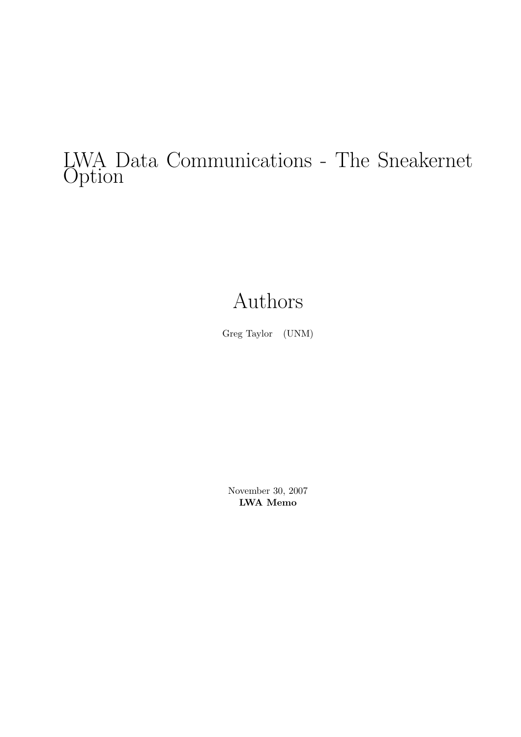# LWA Data Communications - The Sneakernet Option

## Authors

Greg Taylor (UNM)

November 30, 2007

**LWA Memo**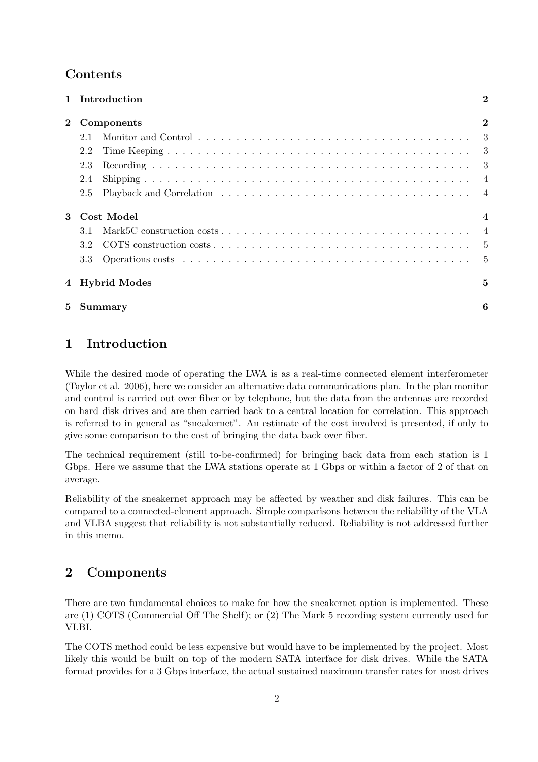## Contents

| | | |
|---|---|---|
| **1** | **Introduction** | **2** |
| **2** | **Components** | **2** |
| | 2.1 Monitor and Control | 3 |
| | 2.2 Time Keeping | 3 |
| | 2.3 Recording | 3 |
| | 2.4 Shipping | 4 |
| | 2.5 Playback and Correlation | 4 |
| **3** | **Cost Model** | **4** |
| | 3.1 Mark5C construction costs | 4 |
| | 3.2 COTS construction costs | 5 |
| | 3.3 Operations costs | 5 |
| **4** | **Hybrid Modes** | **5** |
| **5** | **Summary** | **6** |

# 1 Introduction

While the desired mode of operating the LWA is as a real-time connected element interferometer (Taylor et al. 2006), here we consider an alternative data communications plan. In the plan monitor and control is carried out over fiber or by telephone, but the data from the antennas are recorded on hard disk drives and are then carried back to a central location for correlation. This approach is referred to in general as "sneakernet". An estimate of the cost involved is presented, if only to give some comparison to the cost of bringing the data back over fiber.

The technical requirement (still to-be-confirmed) for bringing back data from each station is 1 Gbps. Here we assume that the LWA stations operate at 1 Gbps or within a factor of 2 of that on average.

Reliability of the sneakernet approach may be affected by weather and disk failures. This can be compared to a connected-element approach. Simple comparisons between the reliability of the VLA and VLBA suggest that reliability is not substantially reduced. Reliability is not addressed further in this memo.

# 2 Components

There are two fundamental choices to make for how the sneakernet option is implemented. These are (1) COTS (Commercial Off The Shelf); or (2) The Mark 5 recording system currently used for VLBI.

The COTS method could be less expensive but would have to be implemented by the project. Most likely this would be built on top of the modern SATA interface for disk drives. While the SATA format provides for a 3 Gbps interface, the actual sustained maximum transfer rates for most drives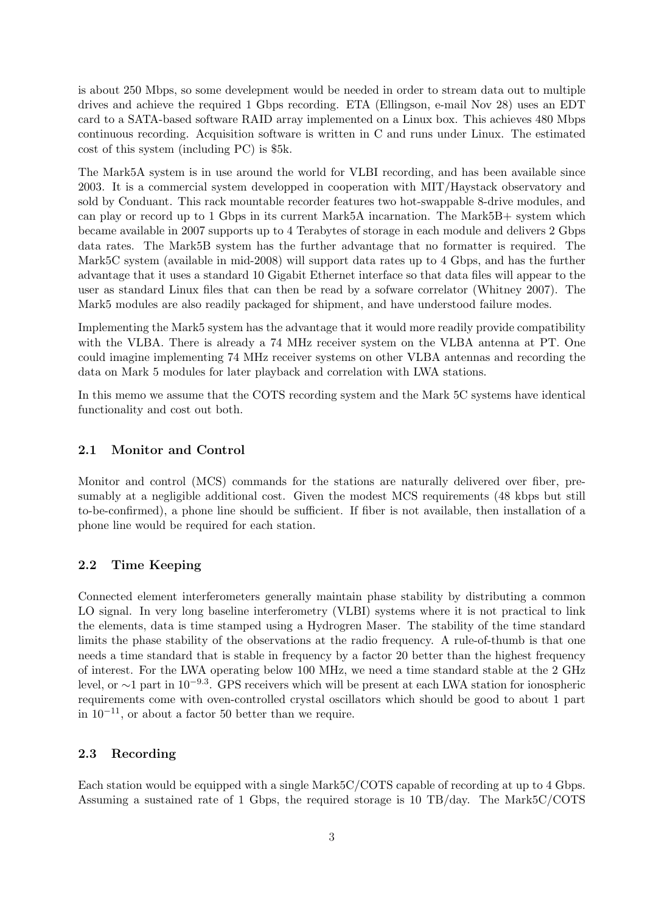is about 250 Mbps, so some develepment would be needed in order to stream data out to multiple drives and achieve the required 1 Gbps recording. ETA (Ellingson, e-mail Nov 28) uses an EDT card to a SATA-based software RAID array implemented on a Linux box. This achieves 480 Mbps continuous recording. Acquisition software is written in C and runs under Linux. The estimated cost of this system (including PC) is $5k.

The Mark5A system is in use around the world for VLBI recording, and has been available since 2003. It is a commercial system developped in cooperation with MIT/Haystack observatory and sold by Conduant. This rack mountable recorder features two hot-swappable 8-drive modules, and can play or record up to 1 Gbps in its current Mark5A incarnation. The Mark5B+ system which became available in 2007 supports up to 4 Terabytes of storage in each module and delivers 2 Gbps data rates. The Mark5B system has the further advantage that no formatter is required. The Mark5C system (available in mid-2008) will support data rates up to 4 Gbps, and has the further advantage that it uses a standard 10 Gigabit Ethernet interface so that data files will appear to the user as standard Linux files that can then be read by a sofware correlator (Whitney 2007). The Mark5 modules are also readily packaged for shipment, and have understood failure modes.

Implementing the Mark5 system has the advantage that it would more readily provide compatibility with the VLBA. There is already a 74 MHz receiver system on the VLBA antenna at PT. One could imagine implementing 74 MHz receiver systems on other VLBA antennas and recording the data on Mark 5 modules for later playback and correlation with LWA stations.

In this memo we assume that the COTS recording system and the Mark 5C systems have identical functionality and cost out both.

## 2.1 Monitor and Control

Monitor and control (MCS) commands for the stations are naturally delivered over fiber, presumably at a negligible additional cost. Given the modest MCS requirements (48 kbps but still to-be-confirmed), a phone line should be sufficient. If fiber is not available, then installation of a phone line would be required for each station.

## 2.2 Time Keeping

Connected element interferometers generally maintain phase stability by distributing a common LO signal. In very long baseline interferometry (VLBI) systems where it is not practical to link the elements, data is time stamped using a Hydrogren Maser. The stability of the time standard limits the phase stability of the observations at the radio frequency. A rule-of-thumb is that one needs a time standard that is stable in frequency by a factor 20 better than the highest frequency of interest. For the LWA operating below 100 MHz, we need a time standard stable at the 2 GHz level, or ∼1 part in $10^{-9.3}$. GPS receivers which will be present at each LWA station for ionospheric requirements come with oven-controlled crystal oscillators which should be good to about 1 part in $10^{-11}$, or about a factor 50 better than we require.

## 2.3 Recording

Each station would be equipped with a single Mark5C/COTS capable of recording at up to 4 Gbps. Assuming a sustained rate of 1 Gbps, the required storage is 10 TB/day. The Mark5C/COTS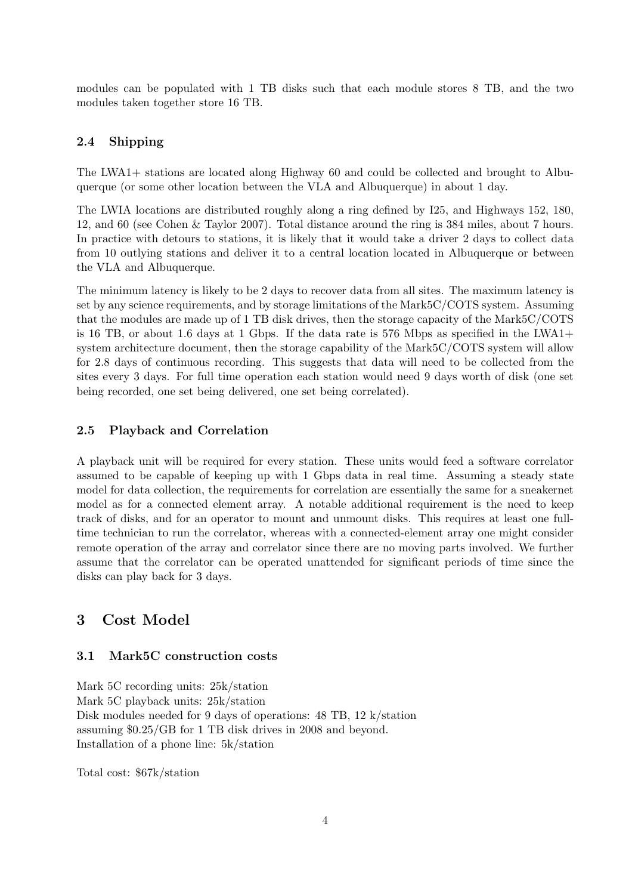modules can be populated with 1 TB disks such that each module stores 8 TB, and the two modules taken together store 16 TB.

### 2.4 Shipping

The LWA1+ stations are located along Highway 60 and could be collected and brought to Albuquerque (or some other location between the VLA and Albuquerque) in about 1 day.

The LWIA locations are distributed roughly along a ring defined by I25, and Highways 152, 180, 12, and 60 (see Cohen & Taylor 2007). Total distance around the ring is 384 miles, about 7 hours. In practice with detours to stations, it is likely that it would take a driver 2 days to collect data from 10 outlying stations and deliver it to a central location located in Albuquerque or between the VLA and Albuquerque.

The minimum latency is likely to be 2 days to recover data from all sites. The maximum latency is set by any science requirements, and by storage limitations of the Mark5C/COTS system. Assuming that the modules are made up of 1 TB disk drives, then the storage capacity of the Mark5C/COTS is 16 TB, or about 1.6 days at 1 Gbps. If the data rate is 576 Mbps as specified in the LWA1+ system architecture document, then the storage capability of the Mark5C/COTS system will allow for 2.8 days of continuous recording. This suggests that data will need to be collected from the sites every 3 days. For full time operation each station would need 9 days worth of disk (one set being recorded, one set being delivered, one set being correlated).

### 2.5 Playback and Correlation

A playback unit will be required for every station. These units would feed a software correlator assumed to be capable of keeping up with 1 Gbps data in real time. Assuming a steady state model for data collection, the requirements for correlation are essentially the same for a sneakernet model as for a connected element array. A notable additional requirement is the need to keep track of disks, and for an operator to mount and unmount disks. This requires at least one full-time technician to run the correlator, whereas with a connected-element array one might consider remote operation of the array and correlator since there are no moving parts involved. We further assume that the correlator can be operated unattended for significant periods of time since the disks can play back for 3 days.

## 3 Cost Model

### 3.1 Mark5C construction costs

Mark 5C recording units: 25k/station
Mark 5C playback units: 25k/station
Disk modules needed for 9 days of operations: 48 TB, 12 k/station
assuming $0.25/GB for 1 TB disk drives in 2008 and beyond.
Installation of a phone line: 5k/station

Total cost: $67k/station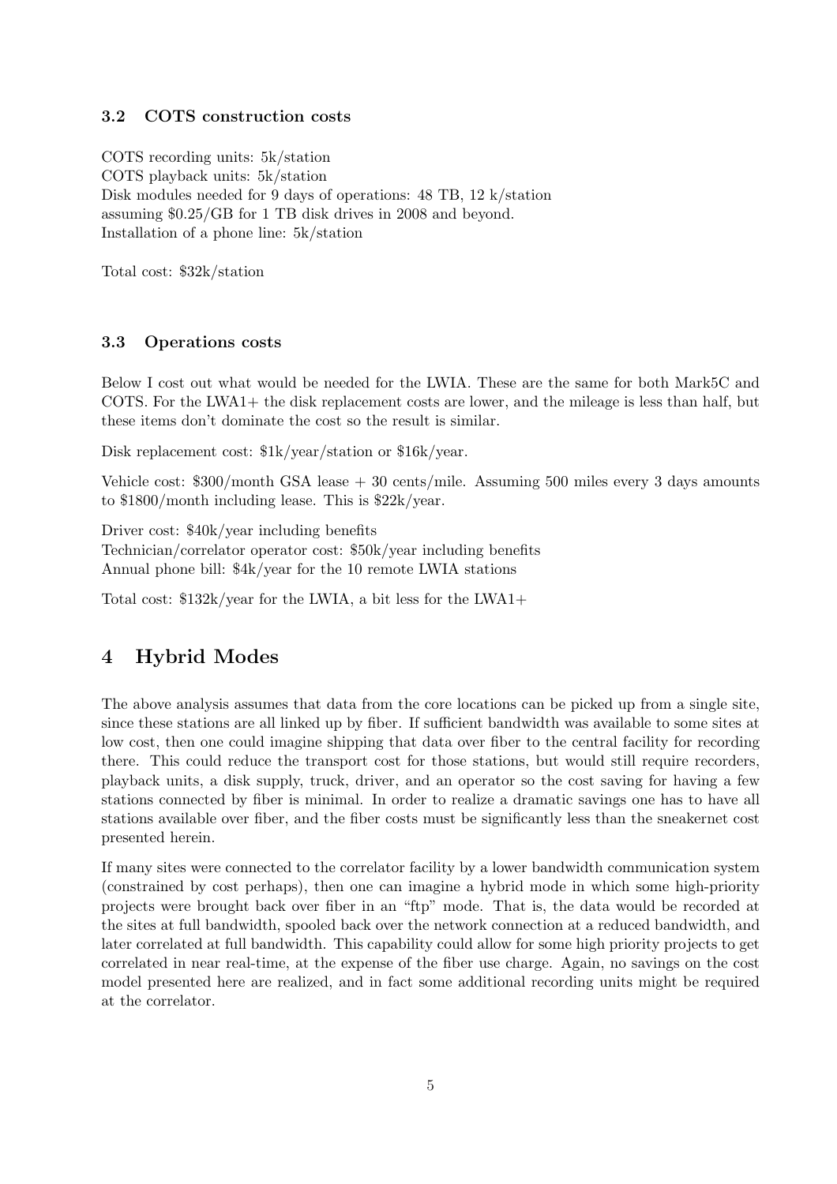### 3.2 COTS construction costs

COTS recording units: 5k/station
COTS playback units: 5k/station
Disk modules needed for 9 days of operations: 48 TB, 12 k/station
assuming \$0.25/GB for 1 TB disk drives in 2008 and beyond.
Installation of a phone line: 5k/station

Total cost: \$32k/station

### 3.3 Operations costs

Below I cost out what would be needed for the LWIA. These are the same for both Mark5C and COTS. For the LWA1+ the disk replacement costs are lower, and the mileage is less than half, but these items don't dominate the cost so the result is similar.

Disk replacement cost: \$1k/year/station or \$16k/year.

Vehicle cost: \$300/month GSA lease + 30 cents/mile. Assuming 500 miles every 3 days amounts to \$1800/month including lease. This is \$22k/year.

Driver cost: \$40k/year including benefits
Technician/correlator operator cost: \$50k/year including benefits
Annual phone bill: \$4k/year for the 10 remote LWIA stations

Total cost: \$132k/year for the LWIA, a bit less for the LWA1+

## 4 Hybrid Modes

The above analysis assumes that data from the core locations can be picked up from a single site, since these stations are all linked up by fiber. If sufficient bandwidth was available to some sites at low cost, then one could imagine shipping that data over fiber to the central facility for recording there. This could reduce the transport cost for those stations, but would still require recorders, playback units, a disk supply, truck, driver, and an operator so the cost saving for having a few stations connected by fiber is minimal. In order to realize a dramatic savings one has to have all stations available over fiber, and the fiber costs must be significantly less than the sneakernet cost presented herein.

If many sites were connected to the correlator facility by a lower bandwidth communication system (constrained by cost perhaps), then one can imagine a hybrid mode in which some high-priority projects were brought back over fiber in an "ftp" mode. That is, the data would be recorded at the sites at full bandwidth, spooled back over the network connection at a reduced bandwidth, and later correlated at full bandwidth. This capability could allow for some high priority projects to get correlated in near real-time, at the expense of the fiber use charge. Again, no savings on the cost model presented here are realized, and in fact some additional recording units might be required at the correlator.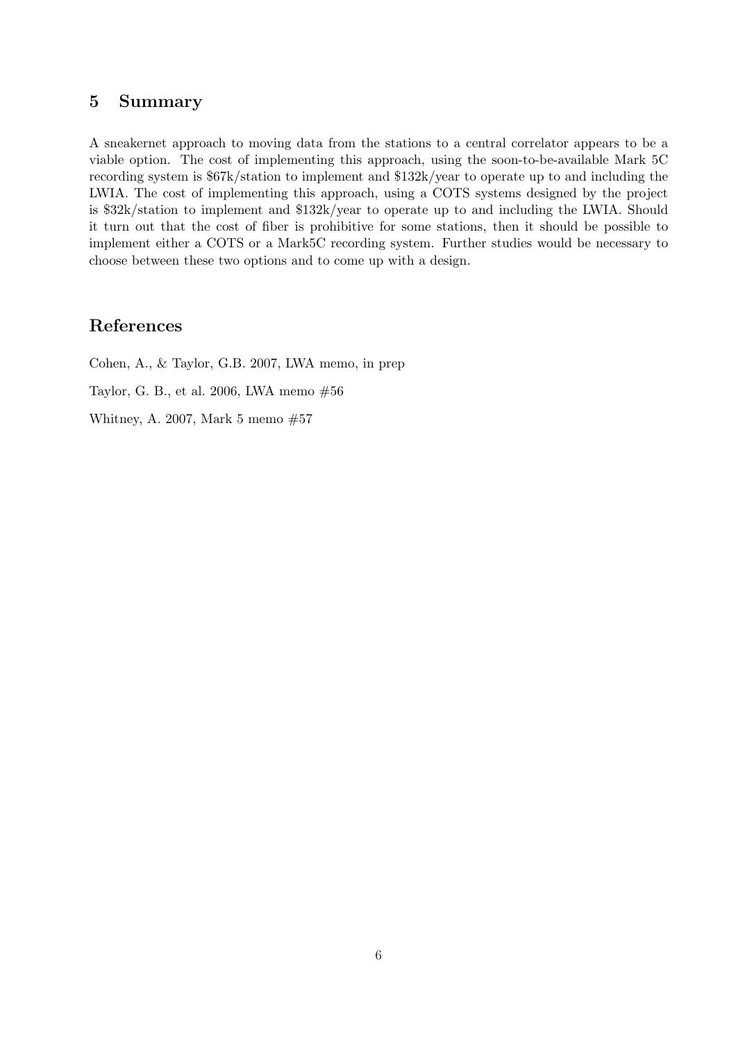## 5 Summary

A sneakernet approach to moving data from the stations to a central correlator appears to be a viable option. The cost of implementing this approach, using the soon-to-be-available Mark 5C recording system is $67k/station to implement and $132k/year to operate up to and including the LWIA. The cost of implementing this approach, using a COTS systems designed by the project is $32k/station to implement and $132k/year to operate up to and including the LWIA. Should it turn out that the cost of fiber is prohibitive for some stations, then it should be possible to implement either a COTS or a Mark5C recording system. Further studies would be necessary to choose between these two options and to come up with a design.

## References

Cohen, A., & Taylor, G.B. 2007, LWA memo, in prep

Taylor, G. B., et al. 2006, LWA memo #56

Whitney, A. 2007, Mark 5 memo #57